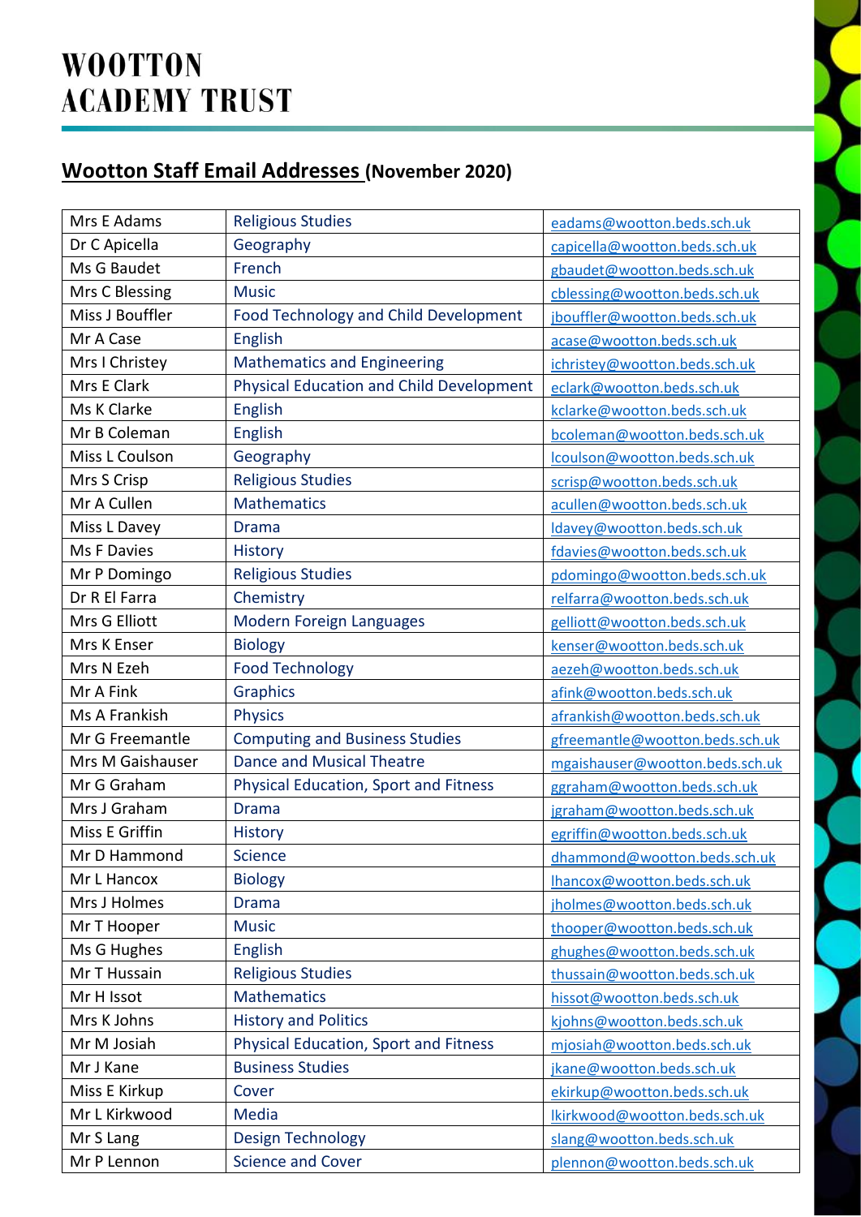# WOOTTON ACADEMY TRUST

## Wootton Staff Email Addresses (November 2020)

| Name | Subject | Email |
|---|---|---|
| Mrs E Adams | Religious Studies | eadams@wootton.beds.sch.uk |
| Dr C Apicella | Geography | capicella@wootton.beds.sch.uk |
| Ms G Baudet | French | gbaudet@wootton.beds.sch.uk |
| Mrs C Blessing | Music | cblessing@wootton.beds.sch.uk |
| Miss J Bouffler | Food Technology and Child Development | jbouffler@wootton.beds.sch.uk |
| Mr A Case | English | acase@wootton.beds.sch.uk |
| Mrs I Christey | Mathematics and Engineering | ichristey@wootton.beds.sch.uk |
| Mrs E Clark | Physical Education and Child Development | eclark@wootton.beds.sch.uk |
| Ms K Clarke | English | kclarke@wootton.beds.sch.uk |
| Mr B Coleman | English | bcoleman@wootton.beds.sch.uk |
| Miss L Coulson | Geography | lcoulson@wootton.beds.sch.uk |
| Mrs S Crisp | Religious Studies | scrisp@wootton.beds.sch.uk |
| Mr A Cullen | Mathematics | acullen@wootton.beds.sch.uk |
| Miss L Davey | Drama | ldavey@wootton.beds.sch.uk |
| Ms F Davies | History | fdavies@wootton.beds.sch.uk |
| Mr P Domingo | Religious Studies | pdomingo@wootton.beds.sch.uk |
| Dr R El Farra | Chemistry | relfarra@wootton.beds.sch.uk |
| Mrs G Elliott | Modern Foreign Languages | gelliott@wootton.beds.sch.uk |
| Mrs K Enser | Biology | kenser@wootton.beds.sch.uk |
| Mrs N Ezeh | Food Technology | aezeh@wootton.beds.sch.uk |
| Mr A Fink | Graphics | afink@wootton.beds.sch.uk |
| Ms A Frankish | Physics | afrankish@wootton.beds.sch.uk |
| Mr G Freemantle | Computing and Business Studies | gfreemantle@wootton.beds.sch.uk |
| Mrs M Gaishauser | Dance and Musical Theatre | mgaishauser@wootton.beds.sch.uk |
| Mr G Graham | Physical Education, Sport and Fitness | ggraham@wootton.beds.sch.uk |
| Mrs J Graham | Drama | jgraham@wootton.beds.sch.uk |
| Miss E Griffin | History | egriffin@wootton.beds.sch.uk |
| Mr D Hammond | Science | dhammond@wootton.beds.sch.uk |
| Mr L Hancox | Biology | lhancox@wootton.beds.sch.uk |
| Mrs J Holmes | Drama | jholmes@wootton.beds.sch.uk |
| Mr T Hooper | Music | thooper@wootton.beds.sch.uk |
| Ms G Hughes | English | ghughes@wootton.beds.sch.uk |
| Mr T Hussain | Religious Studies | thussain@wootton.beds.sch.uk |
| Mr H Issot | Mathematics | hissot@wootton.beds.sch.uk |
| Mrs K Johns | History and Politics | kjohns@wootton.beds.sch.uk |
| Mr M Josiah | Physical Education, Sport and Fitness | mjosiah@wootton.beds.sch.uk |
| Mr J Kane | Business Studies | jkane@wootton.beds.sch.uk |
| Miss E Kirkup | Cover | ekirkup@wootton.beds.sch.uk |
| Mr L Kirkwood | Media | lkirkwood@wootton.beds.sch.uk |
| Mr S Lang | Design Technology | slang@wootton.beds.sch.uk |
| Mr P Lennon | Science and Cover | plennon@wootton.beds.sch.uk |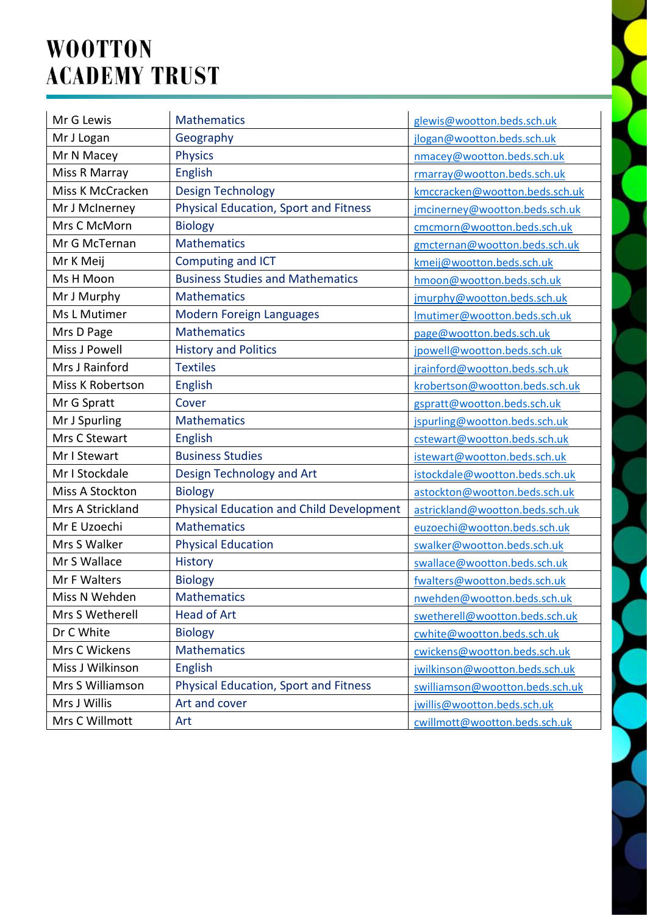# WOOTTON ACADEMY TRUST

| | | |
|---|---|---|
| Mr G Lewis | Mathematics | glewis@wootton.beds.sch.uk |
| Mr J Logan | Geography | jlogan@wootton.beds.sch.uk |
| Mr N Macey | Physics | nmacey@wootton.beds.sch.uk |
| Miss R Marray | English | rmarray@wootton.beds.sch.uk |
| Miss K McCracken | Design Technology | kmccracken@wootton.beds.sch.uk |
| Mr J McInerney | Physical Education, Sport and Fitness | jmcinerney@wootton.beds.sch.uk |
| Mrs C McMorn | Biology | cmcmorn@wootton.beds.sch.uk |
| Mr G McTernan | Mathematics | gmcternan@wootton.beds.sch.uk |
| Mr K Meij | Computing and ICT | kmeij@wootton.beds.sch.uk |
| Ms H Moon | Business Studies and Mathematics | hmoon@wootton.beds.sch.uk |
| Mr J Murphy | Mathematics | jmurphy@wootton.beds.sch.uk |
| Ms L Mutimer | Modern Foreign Languages | lmutimer@wootton.beds.sch.uk |
| Mrs D Page | Mathematics | page@wootton.beds.sch.uk |
| Miss J Powell | History and Politics | jpowell@wootton.beds.sch.uk |
| Mrs J Rainford | Textiles | jrainford@wootton.beds.sch.uk |
| Miss K Robertson | English | krobertson@wootton.beds.sch.uk |
| Mr G Spratt | Cover | gspratt@wootton.beds.sch.uk |
| Mr J Spurling | Mathematics | jspurling@wootton.beds.sch.uk |
| Mrs C Stewart | English | cstewart@wootton.beds.sch.uk |
| Mr I Stewart | Business Studies | istewart@wootton.beds.sch.uk |
| Mr I Stockdale | Design Technology and Art | istockdale@wootton.beds.sch.uk |
| Miss A Stockton | Biology | astockton@wootton.beds.sch.uk |
| Mrs A Strickland | Physical Education and Child Development | astrickland@wootton.beds.sch.uk |
| Mr E Uzoechi | Mathematics | euzoechi@wootton.beds.sch.uk |
| Mrs S Walker | Physical Education | swalker@wootton.beds.sch.uk |
| Mr S Wallace | History | swallace@wootton.beds.sch.uk |
| Mr F Walters | Biology | fwalters@wootton.beds.sch.uk |
| Miss N Wehden | Mathematics | nwehden@wootton.beds.sch.uk |
| Mrs S Wetherell | Head of Art | swetherell@wootton.beds.sch.uk |
| Dr C White | Biology | cwhite@wootton.beds.sch.uk |
| Mrs C Wickens | Mathematics | cwickens@wootton.beds.sch.uk |
| Miss J Wilkinson | English | jwilkinson@wootton.beds.sch.uk |
| Mrs S Williamson | Physical Education, Sport and Fitness | swilliamson@wootton.beds.sch.uk |
| Mrs J Willis | Art and cover | jwillis@wootton.beds.sch.uk |
| Mrs C Willmott | Art | cwillmott@wootton.beds.sch.uk |